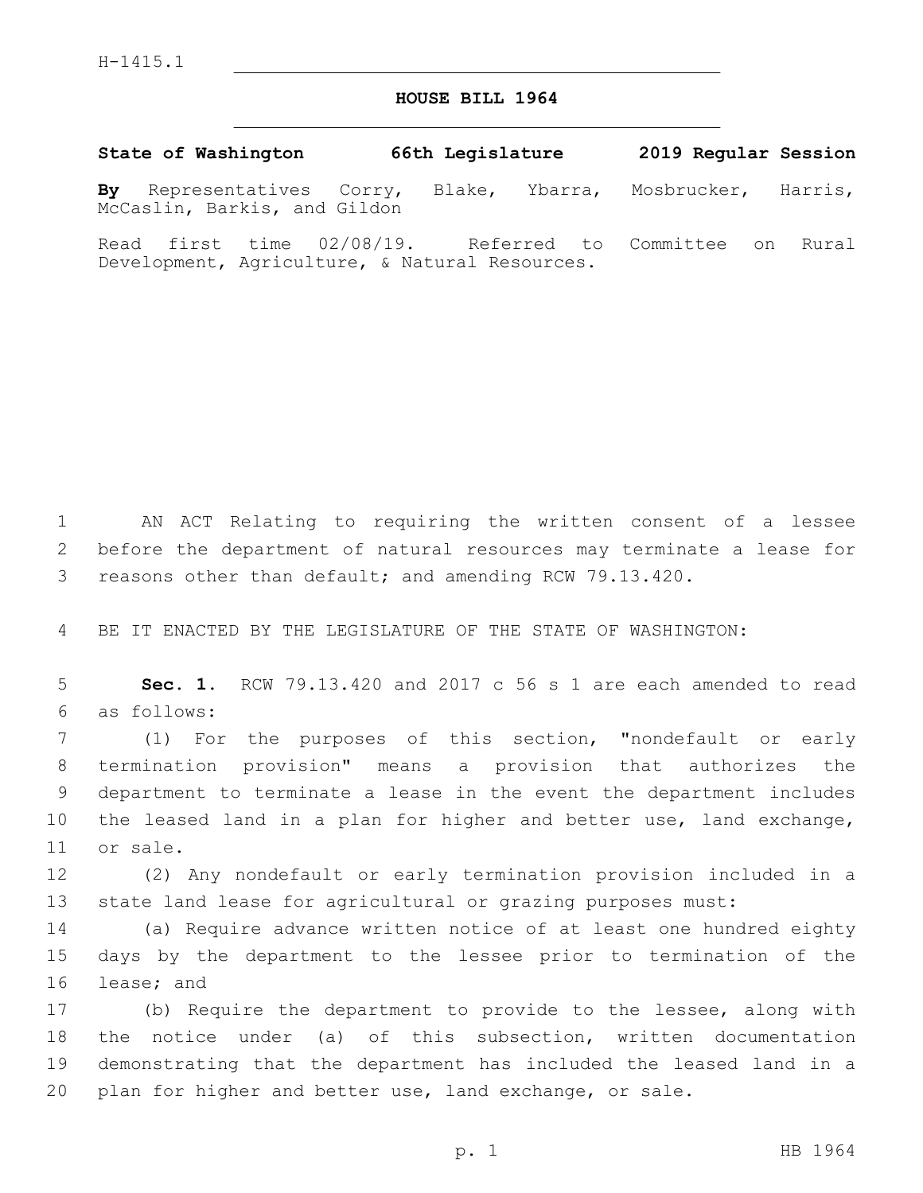H-1415.1

# HOUSE BILL 1964

**State of Washington 66th Legislature 2019 Regular Session**

**By** Representatives Corry, Blake, Ybarra, Mosbrucker, Harris, McCaslin, Barkis, and Gildon

Read first time 02/08/19. Referred to Committee on Rural Development, Agriculture, & Natural Resources.

AN ACT Relating to requiring the written consent of a lessee before the department of natural resources may terminate a lease for reasons other than default; and amending RCW 79.13.420.

BE IT ENACTED BY THE LEGISLATURE OF THE STATE OF WASHINGTON:

**Sec. 1.** RCW 79.13.420 and 2017 c 56 s 1 are each amended to read as follows:

(1) For the purposes of this section, "nondefault or early termination provision" means a provision that authorizes the department to terminate a lease in the event the department includes the leased land in a plan for higher and better use, land exchange, or sale.

(2) Any nondefault or early termination provision included in a state land lease for agricultural or grazing purposes must:

(a) Require advance written notice of at least one hundred eighty days by the department to the lessee prior to termination of the lease; and

(b) Require the department to provide to the lessee, along with the notice under (a) of this subsection, written documentation demonstrating that the department has included the leased land in a plan for higher and better use, land exchange, or sale.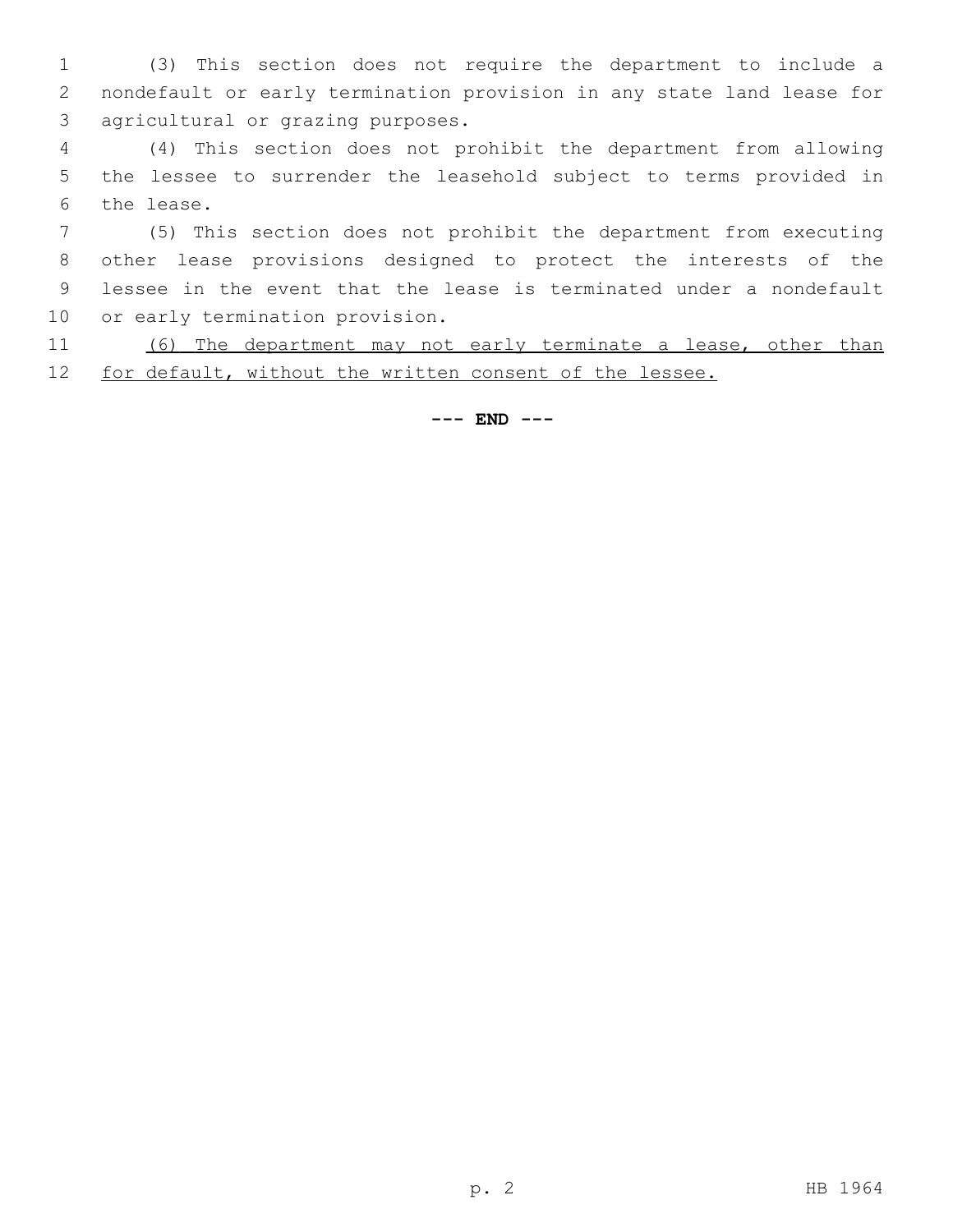(3) This section does not require the department to include a nondefault or early termination provision in any state land lease for agricultural or grazing purposes.

(4) This section does not prohibit the department from allowing the lessee to surrender the leasehold subject to terms provided in the lease.

(5) This section does not prohibit the department from executing other lease provisions designed to protect the interests of the lessee in the event that the lease is terminated under a nondefault or early termination provision.

<u>(6) The department may not early terminate a lease, other than for default, without the written consent of the lessee.</u>

**--- END ---**